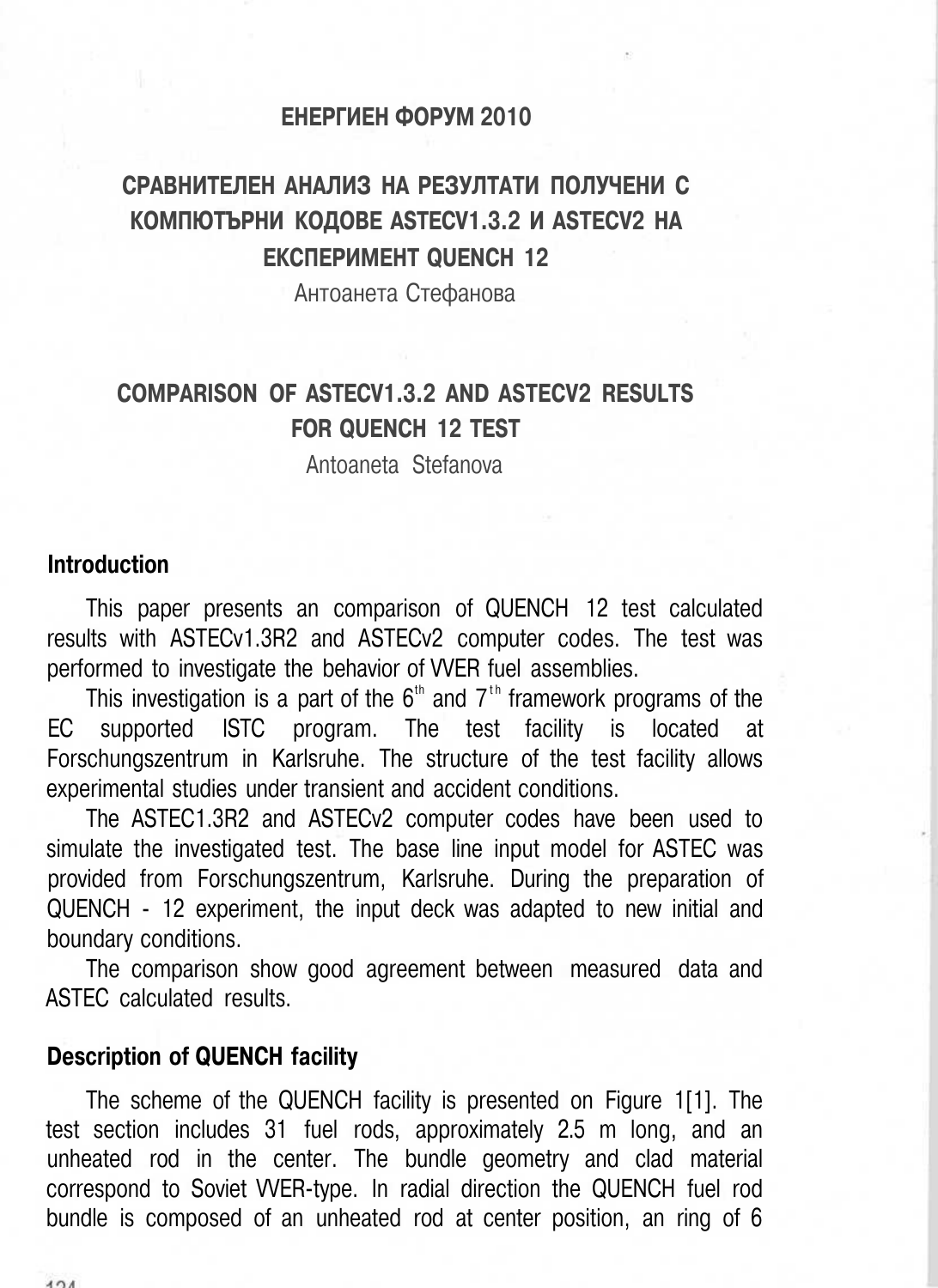**ЕНЕРГИЕН ФОРУМ 2010**

# СРАВНИТЕЛЕН АНАЛИЗ НА РЕЗУЛТАТИ ПОЛУЧЕНИ С КОМПЮТЪРНИ КОДОВЕ ASTECV1.3.2 И ASTECV2 НА ЕКСПЕРИМЕНТ QUENCH 12

Антоанета Стефанова

# COMPARISON OF ASTECV1.3.2 AND ASTECV2 RESULTS FOR QUENCH 12 TEST

Antoaneta Stefanova

## Introduction

This paper presents an comparison of QUENCH 12 test calculated results with ASTECv1.3R2 and ASTECv2 computer codes. The test was performed to investigate the behavior of VVER fuel assemblies.

This investigation is a part of the 6th and 7th framework programs of the EC supported ISTC program. The test facility is located at Forschungszentrum in Karlsruhe. The structure of the test facility allows experimental studies under transient and accident conditions.

The ASTEC1.3R2 and ASTECv2 computer codes have been used to simulate the investigated test. The base line input model for ASTEC was provided from Forschungszentrum, Karlsruhe. During the preparation of QUENCH - 12 experiment, the input deck was adapted to new initial and boundary conditions.

The comparison show good agreement between measured data and ASTEC calculated results.

## Description of QUENCH facility

The scheme of the QUENCH facility is presented on Figure 1[1]. The test section includes 31 fuel rods, approximately 2.5 m long, and an unheated rod in the center. The bundle geometry and clad material correspond to Soviet VVER-type. In radial direction the QUENCH fuel rod bundle is composed of an unheated rod at center position, an ring of 6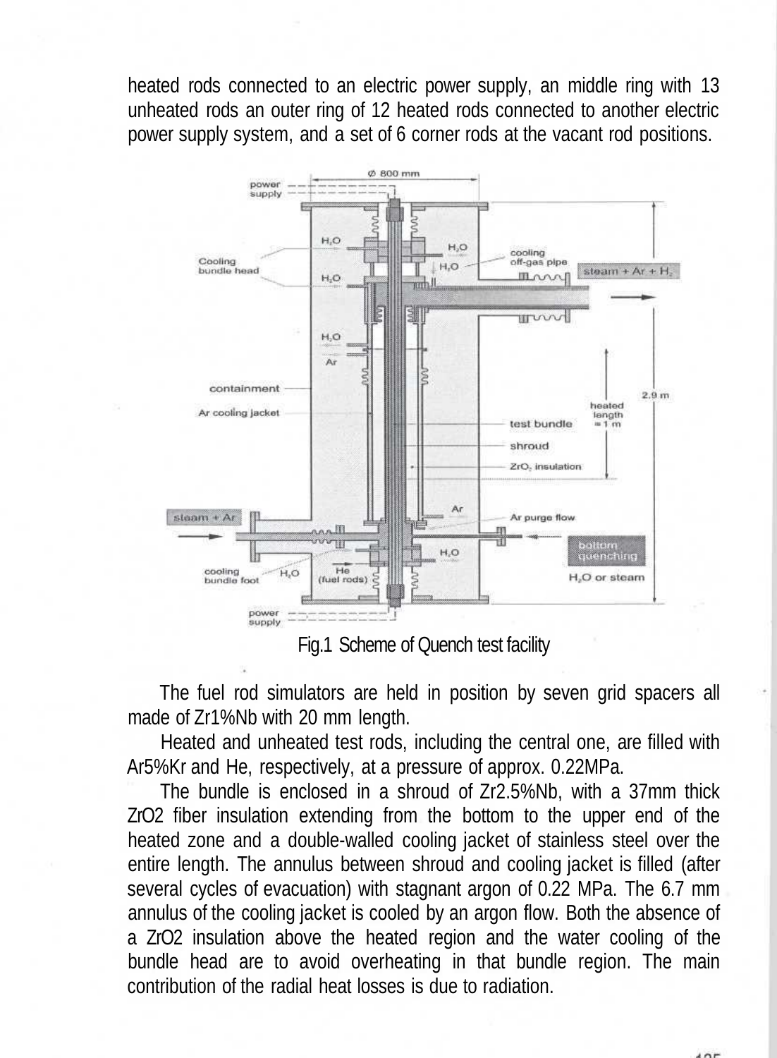heated rods connected to an electric power supply, an middle ring with 13 unheated rods an outer ring of 12 heated rods connected to another electric power supply system, and a set of 6 corner rods at the vacant rod positions.

Fig.1 Scheme of Quench test facility

The fuel rod simulators are held in position by seven grid spacers all made of Zr1%Nb with 20 mm length.

Heated and unheated test rods, including the central one, are filled with Ar5%Kr and He, respectively, at a pressure of approx. 0.22MPa.

The bundle is enclosed in a shroud of Zr2.5%Nb, with a 37mm thick $ZrO_2$ fiber insulation extending from the bottom to the upper end of the heated zone and a double-walled cooling jacket of stainless steel over the entire length. The annulus between shroud and cooling jacket is filled (after several cycles of evacuation) with stagnant argon of 0.22 MPa. The 6.7 mm annulus of the cooling jacket is cooled by an argon flow. Both the absence of a $ZrO_2$ insulation above the heated region and the water cooling of the bundle head are to avoid overheating in that bundle region. The main contribution of the radial heat losses is due to radiation.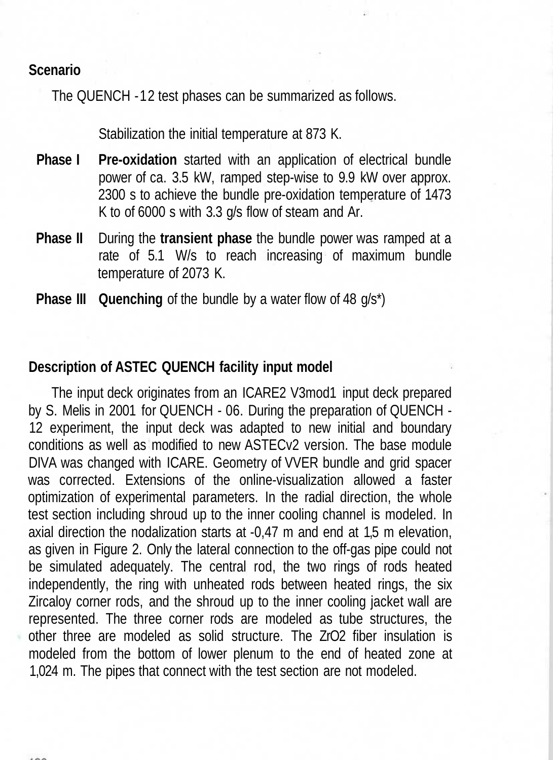## Scenario

The QUENCH -12 test phases can be summarized as follows.

Stabilization the initial temperature at 873 K.

**Phase I** **Pre-oxidation** started with an application of electrical bundle power of ca. 3.5 kW, ramped step-wise to 9.9 kW over approx. 2300 s to achieve the bundle pre-oxidation temperature of 1473 K to of 6000 s with 3.3 g/s flow of steam and Ar.

**Phase II** During the **transient phase** the bundle power was ramped at a rate of 5.1 W/s to reach increasing of maximum bundle temperature of 2073 K.

**Phase III** **Quenching** of the bundle by a water flow of 48 g/s*)

## Description of ASTEC QUENCH facility input model

The input deck originates from an ICARE2 V3mod1 input deck prepared by S. Melis in 2001 for QUENCH - 06. During the preparation of QUENCH - 12 experiment, the input deck was adapted to new initial and boundary conditions as well as modified to new ASTECv2 version. The base module DIVA was changed with ICARE. Geometry of VVER bundle and grid spacer was corrected. Extensions of the online-visualization allowed a faster optimization of experimental parameters. In the radial direction, the whole test section including shroud up to the inner cooling channel is modeled. In axial direction the nodalization starts at -0,47 m and end at 1,5 m elevation, as given in Figure 2. Only the lateral connection to the off-gas pipe could not be simulated adequately. The central rod, the two rings of rods heated independently, the ring with unheated rods between heated rings, the six Zircaloy corner rods, and the shroud up to the inner cooling jacket wall are represented. The three corner rods are modeled as tube structures, the other three are modeled as solid structure. The $ZrO_2$ fiber insulation is modeled from the bottom of lower plenum to the end of heated zone at 1,024 m. The pipes that connect with the test section are not modeled.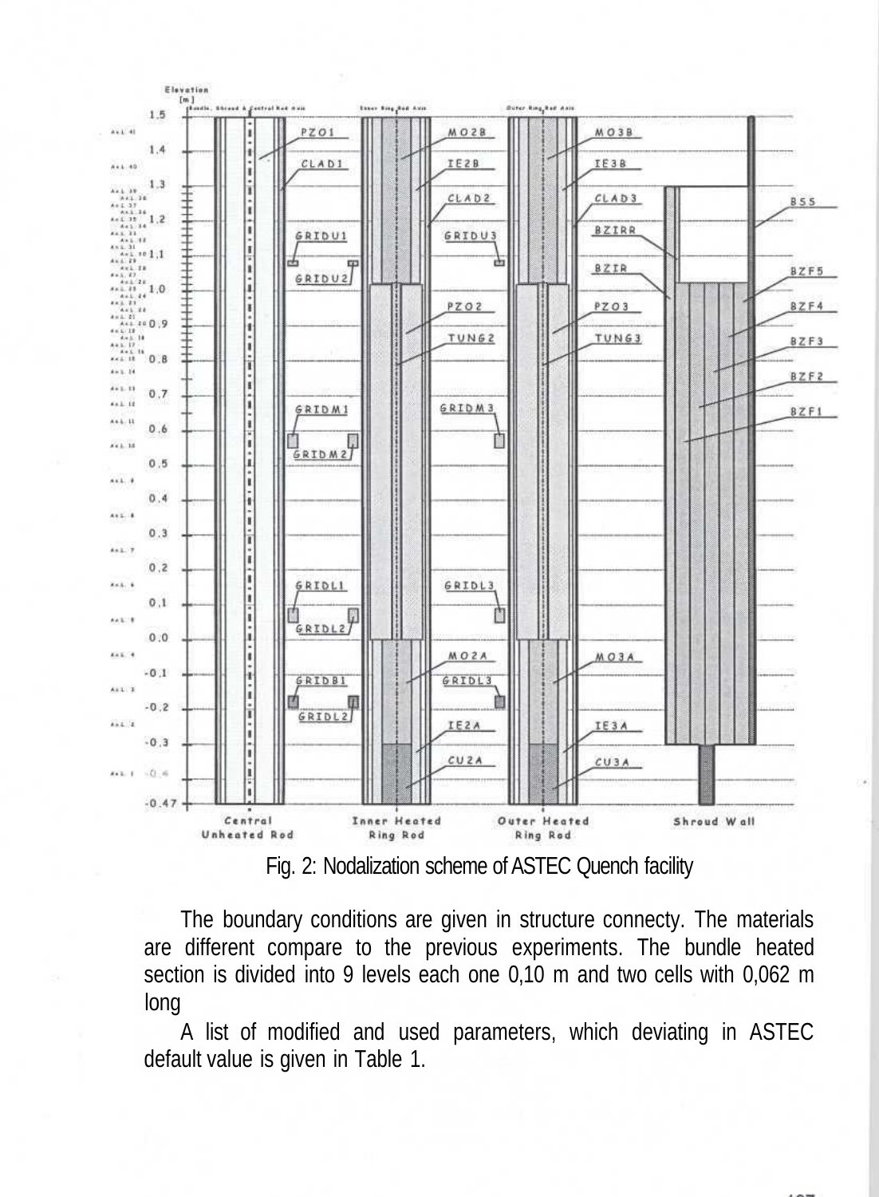Fig. 2: Nodalization scheme of ASTEC Quench facility

The boundary conditions are given in structure connecty. The materials are different compare to the previous experiments. The bundle heated section is divided into 9 levels each one 0,10 m and two cells with 0,062 m long

A list of modified and used parameters, which deviating in ASTEC default value is given in Table 1.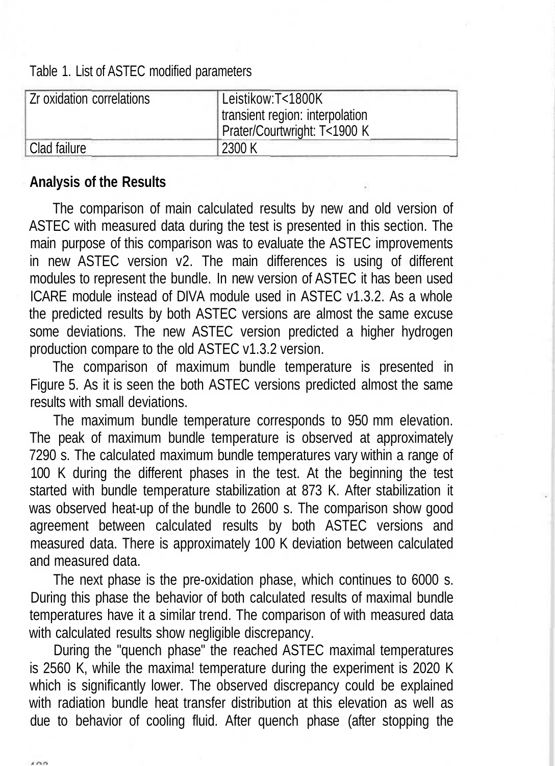Table 1. List of ASTEC modified parameters

| | |
|---|---|
| Zr oxidation correlations | Leistikow:T<1800K<br>transient region: interpolation<br>Prater/Courtwright: T<1900 K |
| Clad failure | 2300 K |

**Analysis of the Results**

The comparison of main calculated results by new and old version of ASTEC with measured data during the test is presented in this section. The main purpose of this comparison was to evaluate the ASTEC improvements in new ASTEC version v2. The main differences is using of different modules to represent the bundle. In new version of ASTEC it has been used ICARE module instead of DIVA module used in ASTEC v1.3.2. As a whole the predicted results by both ASTEC versions are almost the same excuse some deviations. The new ASTEC version predicted a higher hydrogen production compare to the old ASTEC v1.3.2 version.

The comparison of maximum bundle temperature is presented in Figure 5. As it is seen the both ASTEC versions predicted almost the same results with small deviations.

The maximum bundle temperature corresponds to 950 mm elevation. The peak of maximum bundle temperature is observed at approximately 7290 s. The calculated maximum bundle temperatures vary within a range of 100 K during the different phases in the test. At the beginning the test started with bundle temperature stabilization at 873 K. After stabilization it was observed heat-up of the bundle to 2600 s. The comparison show good agreement between calculated results by both ASTEC versions and measured data. There is approximately 100 K deviation between calculated and measured data.

The next phase is the pre-oxidation phase, which continues to 6000 s. During this phase the behavior of both calculated results of maximal bundle temperatures have it a similar trend. The comparison of with measured data with calculated results show negligible discrepancy.

During the "quench phase" the reached ASTEC maximal temperatures is 2560 K, while the maxima! temperature during the experiment is 2020 K which is significantly lower. The observed discrepancy could be explained with radiation bundle heat transfer distribution at this elevation as well as due to behavior of cooling fluid. After quench phase (after stopping the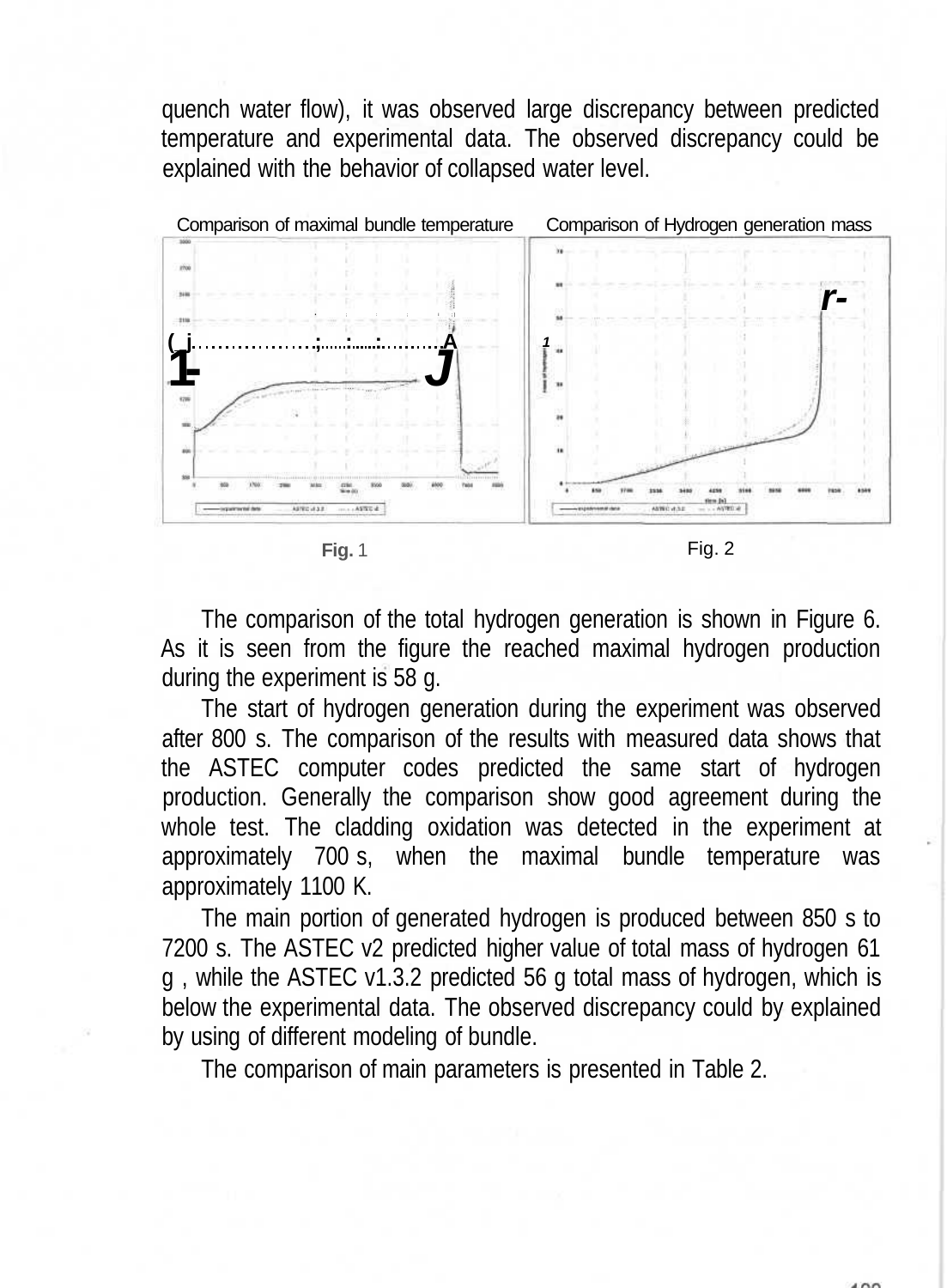quench water flow), it was observed large discrepancy between predicted temperature and experimental data. The observed discrepancy could be explained with the behavior of collapsed water level.

Comparison of maximal bundle temperature

Comparison of Hydrogen generation mass

Fig. 1

Fig. 2

The comparison of the total hydrogen generation is shown in Figure 6. As it is seen from the figure the reached maximal hydrogen production during the experiment is 58 g.

The start of hydrogen generation during the experiment was observed after 800 s. The comparison of the results with measured data shows that the ASTEC computer codes predicted the same start of hydrogen production. Generally the comparison show good agreement during the whole test. The cladding oxidation was detected in the experiment at approximately 700 s, when the maximal bundle temperature was approximately 1100 K.

The main portion of generated hydrogen is produced between 850 s to 7200 s. The ASTEC v2 predicted higher value of total mass of hydrogen 61 g , while the ASTEC v1.3.2 predicted 56 g total mass of hydrogen, which is below the experimental data. The observed discrepancy could by explained by using of different modeling of bundle.

The comparison of main parameters is presented in Table 2.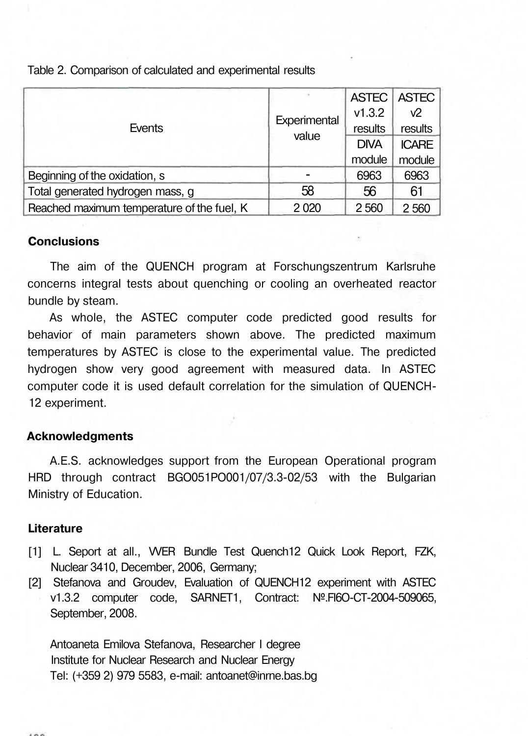Table 2. Comparison of calculated and experimental results

| Events | Experimental value | ASTEC v1.3.2 results | ASTEC v2 results |
|---|---|---|---|
| | | DIVA module | ICARE module |
| Beginning of the oxidation, s | - | 6963 | 6963 |
| Total generated hydrogen mass, g | 58 | 56 | 61 |
| Reached maximum temperature of the fuel, K | 2 020 | 2 560 | 2 560 |

### Conclusions

The aim of the QUENCH program at Forschungszentrum Karlsruhe concerns integral tests about quenching or cooling an overheated reactor bundle by steam.

As whole, the ASTEC computer code predicted good results for behavior of main parameters shown above. The predicted maximum temperatures by ASTEC is close to the experimental value. The predicted hydrogen show very good agreement with measured data. In ASTEC computer code it is used default correlation for the simulation of QUENCH-12 experiment.

### Acknowledgments

A.E.S. acknowledges support from the European Operational program HRD through contract BGO051PO001/07/3.3-02/53 with the Bulgarian Ministry of Education.

### Literature

[1] L. Seport at all., VVER Bundle Test Quench12 Quick Look Report, FZK, Nuclear 3410, December, 2006, Germany;

[2] Stefanova and Groudev, Evaluation of QUENCH12 experiment with ASTEC v1.3.2 computer code, SARNET1, Contract: №.FI6O-CT-2004-509065, September, 2008.

Antoaneta Emilova Stefanova, Researcher I degree
Institute for Nuclear Research and Nuclear Energy
Tel: (+359 2) 979 5583, e-mail: antoanet@inrne.bas.bg